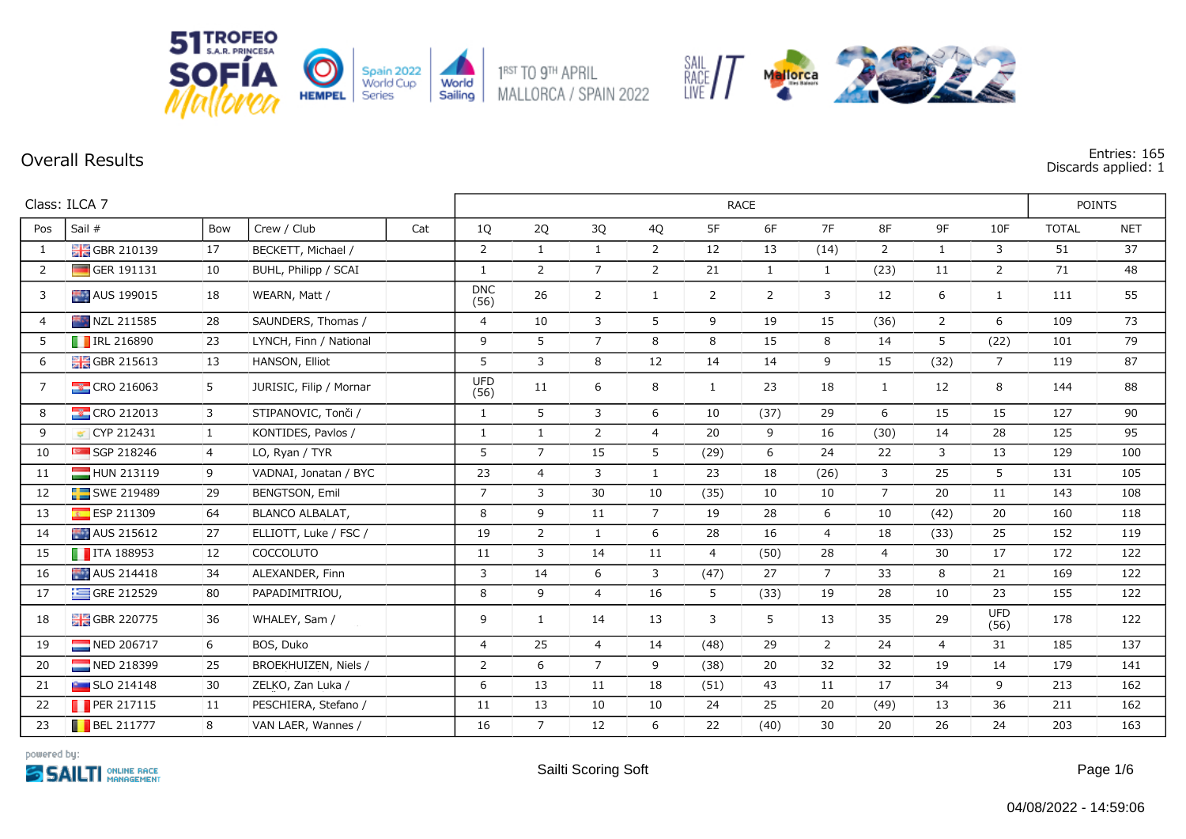51 TROFEO S.A.R. PRINCESA SOFÍA Mallorca

Spain 2022 World Cup Series · World Sailing

1RST TO 9TH APRIL MALLORCA / SPAIN 2022

## Overall Results

Entries: 165
Discards applied: 1

| Class: ILCA 7 | | | | | RACE | | | | | | | | | | POINTS | |
|---|---|---|---|---|---|---|---|---|---|---|---|---|---|---|---|---|
| Pos | Sail # | Bow | Crew / Club | Cat | 1Q | 2Q | 3Q | 4Q | 5F | 6F | 7F | 8F | 9F | 10F | TOTAL | NET |
| 1 | GBR 210139 | 17 | BECKETT, Michael / | | 2 | 1 | 1 | 2 | 12 | 13 | (14) | 2 | 1 | 3 | 51 | 37 |
| 2 | GER 191131 | 10 | BUHL, Philipp / SCAI | | 1 | 2 | 7 | 2 | 21 | 1 | 1 | (23) | 11 | 2 | 71 | 48 |
| 3 | AUS 199015 | 18 | WEARN, Matt / | | DNC (56) | 26 | 2 | 1 | 2 | 2 | 3 | 12 | 6 | 1 | 111 | 55 |
| 4 | NZL 211585 | 28 | SAUNDERS, Thomas / | | 4 | 10 | 3 | 5 | 9 | 19 | 15 | (36) | 2 | 6 | 109 | 73 |
| 5 | IRL 216890 | 23 | LYNCH, Finn / National | | 9 | 5 | 7 | 8 | 8 | 15 | 8 | 14 | 5 | (22) | 101 | 79 |
| 6 | GBR 215613 | 13 | HANSON, Elliot | | 5 | 3 | 8 | 12 | 14 | 14 | 9 | 15 | (32) | 7 | 119 | 87 |
| 7 | CRO 216063 | 5 | JURISIC, Filip / Mornar | | UFD (56) | 11 | 6 | 8 | 1 | 23 | 18 | 1 | 12 | 8 | 144 | 88 |
| 8 | CRO 212013 | 3 | STIPANOVIC, Tonči / | | 1 | 5 | 3 | 6 | 10 | (37) | 29 | 6 | 15 | 15 | 127 | 90 |
| 9 | CYP 212431 | 1 | KONTIDES, Pavlos / | | 1 | 1 | 2 | 4 | 20 | 9 | 16 | (30) | 14 | 28 | 125 | 95 |
| 10 | SGP 218246 | 4 | LO, Ryan / TYR | | 5 | 7 | 15 | 5 | (29) | 6 | 24 | 22 | 3 | 13 | 129 | 100 |
| 11 | HUN 213119 | 9 | VADNAI, Jonatan / BYC | | 23 | 4 | 3 | 1 | 23 | 18 | (26) | 3 | 25 | 5 | 131 | 105 |
| 12 | SWE 219489 | 29 | BENGTSON, Emil | | 7 | 3 | 30 | 10 | (35) | 10 | 10 | 7 | 20 | 11 | 143 | 108 |
| 13 | ESP 211309 | 64 | BLANCO ALBALAT, | | 8 | 9 | 11 | 7 | 19 | 28 | 6 | 10 | (42) | 20 | 160 | 118 |
| 14 | AUS 215612 | 27 | ELLIOTT, Luke / FSC / | | 19 | 2 | 1 | 6 | 28 | 16 | 4 | 18 | (33) | 25 | 152 | 119 |
| 15 | ITA 188953 | 12 | COCCOLUTO | | 11 | 3 | 14 | 11 | 4 | (50) | 28 | 4 | 30 | 17 | 172 | 122 |
| 16 | AUS 214418 | 34 | ALEXANDER, Finn | | 3 | 14 | 6 | 3 | (47) | 27 | 7 | 33 | 8 | 21 | 169 | 122 |
| 17 | GRE 212529 | 80 | PAPADIMITRIOU, | | 8 | 9 | 4 | 16 | 5 | (33) | 19 | 28 | 10 | 23 | 155 | 122 |
| 18 | GBR 220775 | 36 | WHALEY, Sam / | | 9 | 1 | 14 | 13 | 3 | 5 | 13 | 35 | 29 | UFD (56) | 178 | 122 |
| 19 | NED 206717 | 6 | BOS, Duko | | 4 | 25 | 4 | 14 | (48) | 29 | 2 | 24 | 4 | 31 | 185 | 137 |
| 20 | NED 218399 | 25 | BROEKHUIZEN, Niels / | | 2 | 6 | 7 | 9 | (38) | 20 | 32 | 32 | 19 | 14 | 179 | 141 |
| 21 | SLO 214148 | 30 | ZELKO, Zan Luka / | | 6 | 13 | 11 | 18 | (51) | 43 | 11 | 17 | 34 | 9 | 213 | 162 |
| 22 | PER 217115 | 11 | PESCHIERA, Stefano / | | 11 | 13 | 10 | 10 | 24 | 25 | 20 | (49) | 13 | 36 | 211 | 162 |
| 23 | BEL 211777 | 8 | VAN LAER, Wannes / | | 16 | 7 | 12 | 6 | 22 | (40) | 30 | 20 | 26 | 24 | 203 | 163 |

powered by: SAILTI ONLINE RACE MANAGEMENT

Sailti Scoring Soft

04/08/2022 - 14:59:06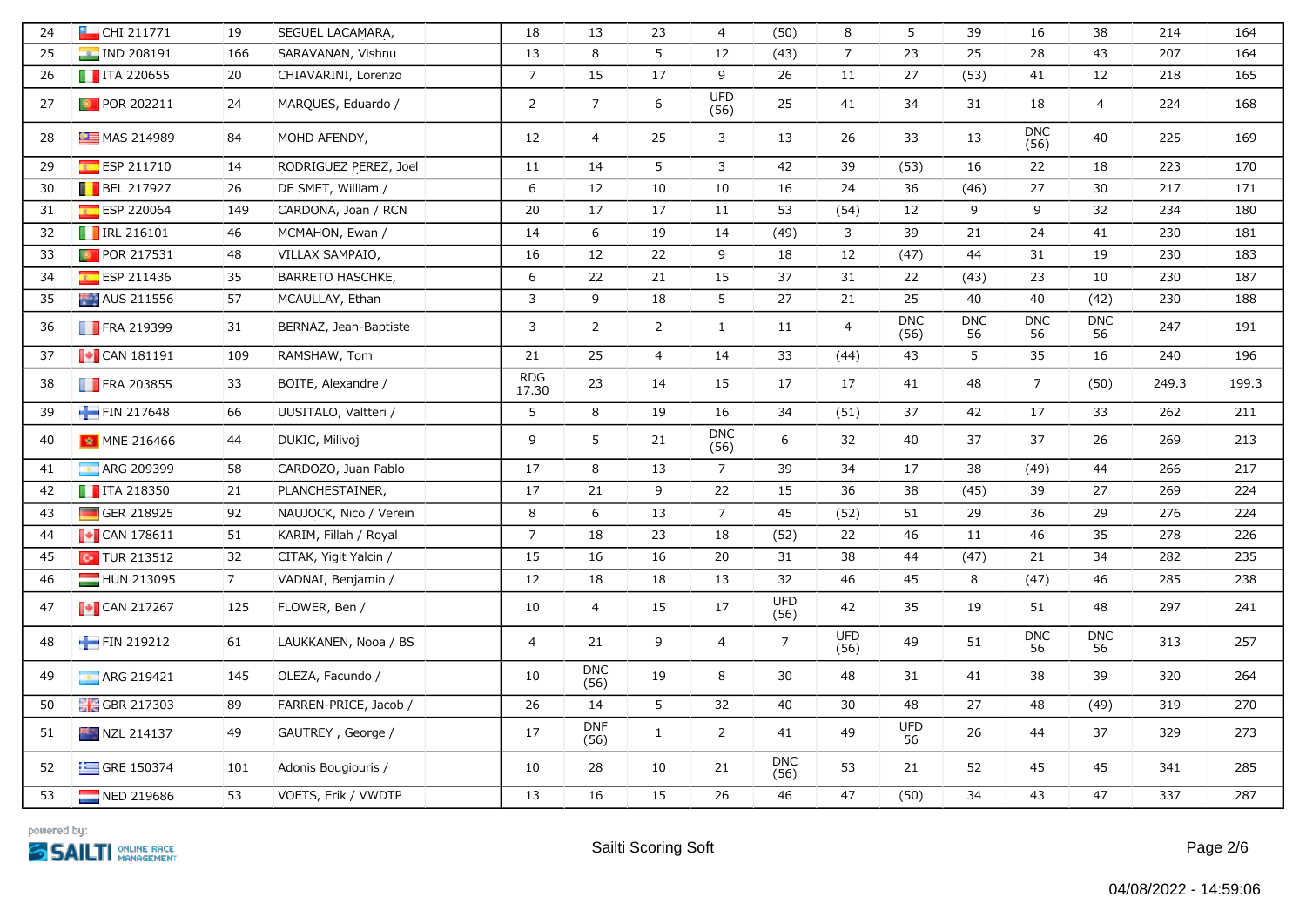| 24 | CHI 211771 | 19 | SEGUEL LACAMARA, | | 18 | 13 | 23 | 4 | (50) | 8 | 5 | 39 | 16 | 38 | 214 | 164 |
|---|---|---|---|---|---|---|---|---|---|---|---|---|---|---|---|---|
| 25 | IND 208191 | 166 | SARAVANAN, Vishnu | | 13 | 8 | 5 | 12 | (43) | 7 | 23 | 25 | 28 | 43 | 207 | 164 |
| 26 | ITA 220655 | 20 | CHIAVARINI, Lorenzo | | 7 | 15 | 17 | 9 | 26 | 11 | 27 | (53) | 41 | 12 | 218 | 165 |
| 27 | POR 202211 | 24 | MARQUES, Eduardo / | | 2 | 7 | 6 | UFD (56) | 25 | 41 | 34 | 31 | 18 | 4 | 224 | 168 |
| 28 | MAS 214989 | 84 | MOHD AFENDY, | | 12 | 4 | 25 | 3 | 13 | 26 | 33 | 13 | DNC (56) | 40 | 225 | 169 |
| 29 | ESP 211710 | 14 | RODRIGUEZ PEREZ, Joel | | 11 | 14 | 5 | 3 | 42 | 39 | (53) | 16 | 22 | 18 | 223 | 170 |
| 30 | BEL 217927 | 26 | DE SMET, William / | | 6 | 12 | 10 | 10 | 16 | 24 | 36 | (46) | 27 | 30 | 217 | 171 |
| 31 | ESP 220064 | 149 | CARDONA, Joan / RCN | | 20 | 17 | 17 | 11 | 53 | (54) | 12 | 9 | 9 | 32 | 234 | 180 |
| 32 | IRL 216101 | 46 | MCMAHON, Ewan / | | 14 | 6 | 19 | 14 | (49) | 3 | 39 | 21 | 24 | 41 | 230 | 181 |
| 33 | POR 217531 | 48 | VILLAX SAMPAIO, | | 16 | 12 | 22 | 9 | 18 | 12 | (47) | 44 | 31 | 19 | 230 | 183 |
| 34 | ESP 211436 | 35 | BARRETO HASCHKE, | | 6 | 22 | 21 | 15 | 37 | 31 | 22 | (43) | 23 | 10 | 230 | 187 |
| 35 | AUS 211556 | 57 | MCAULLAY, Ethan | | 3 | 9 | 18 | 5 | 27 | 21 | 25 | 40 | 40 | (42) | 230 | 188 |
| 36 | FRA 219399 | 31 | BERNAZ, Jean-Baptiste | | 3 | 2 | 2 | 1 | 11 | 4 | DNC (56) | DNC 56 | DNC 56 | DNC 56 | 247 | 191 |
| 37 | CAN 181191 | 109 | RAMSHAW, Tom | | 21 | 25 | 4 | 14 | 33 | (44) | 43 | 5 | 35 | 16 | 240 | 196 |
| 38 | FRA 203855 | 33 | BOITE, Alexandre / | | RDG 17.30 | 23 | 14 | 15 | 17 | 17 | 41 | 48 | 7 | (50) | 249.3 | 199.3 |
| 39 | FIN 217648 | 66 | UUSITALO, Valtteri / | | 5 | 8 | 19 | 16 | 34 | (51) | 37 | 42 | 17 | 33 | 262 | 211 |
| 40 | MNE 216466 | 44 | DUKIC, Milivoj | | 9 | 5 | 21 | DNC (56) | 6 | 32 | 40 | 37 | 37 | 26 | 269 | 213 |
| 41 | ARG 209399 | 58 | CARDOZO, Juan Pablo | | 17 | 8 | 13 | 7 | 39 | 34 | 17 | 38 | (49) | 44 | 266 | 217 |
| 42 | ITA 218350 | 21 | PLANCHESTAINER, | | 17 | 21 | 9 | 22 | 15 | 36 | 38 | (45) | 39 | 27 | 269 | 224 |
| 43 | GER 218925 | 92 | NAUJOCK, Nico / Verein | | 8 | 6 | 13 | 7 | 45 | (52) | 51 | 29 | 36 | 29 | 276 | 224 |
| 44 | CAN 178611 | 51 | KARIM, Fillah / Royal | | 7 | 18 | 23 | 18 | (52) | 22 | 46 | 11 | 46 | 35 | 278 | 226 |
| 45 | TUR 213512 | 32 | CITAK, Yigit Yalcin / | | 15 | 16 | 16 | 20 | 31 | 38 | 44 | (47) | 21 | 34 | 282 | 235 |
| 46 | HUN 213095 | 7 | VADNAI, Benjamin / | | 12 | 18 | 18 | 13 | 32 | 46 | 45 | 8 | (47) | 46 | 285 | 238 |
| 47 | CAN 217267 | 125 | FLOWER, Ben / | | 10 | 4 | 15 | 17 | UFD (56) | 42 | 35 | 19 | 51 | 48 | 297 | 241 |
| 48 | FIN 219212 | 61 | LAUKKANEN, Nooa / BS | | 4 | 21 | 9 | 4 | 7 | UFD (56) | 49 | 51 | DNC 56 | DNC 56 | 313 | 257 |
| 49 | ARG 219421 | 145 | OLEZA, Facundo / | | 10 | DNC (56) | 19 | 8 | 30 | 48 | 31 | 41 | 38 | 39 | 320 | 264 |
| 50 | GBR 217303 | 89 | FARREN-PRICE, Jacob / | | 26 | 14 | 5 | 32 | 40 | 30 | 48 | 27 | 48 | (49) | 319 | 270 |
| 51 | NZL 214137 | 49 | GAUTREY , George / | | 17 | DNF (56) | 1 | 2 | 41 | 49 | UFD 56 | 26 | 44 | 37 | 329 | 273 |
| 52 | GRE 150374 | 101 | Adonis Bougiouris / | | 10 | 28 | 10 | 21 | DNC (56) | 53 | 21 | 52 | 45 | 45 | 341 | 285 |
| 53 | NED 219686 | 53 | VOETS, Erik / VWDTP | | 13 | 16 | 15 | 26 | 46 | 47 | (50) | 34 | 43 | 47 | 337 | 287 |

powered by: SAILTI ONLINE RACE MANAGEMENT

Sailti Scoring Soft

04/08/2022 - 14:59:06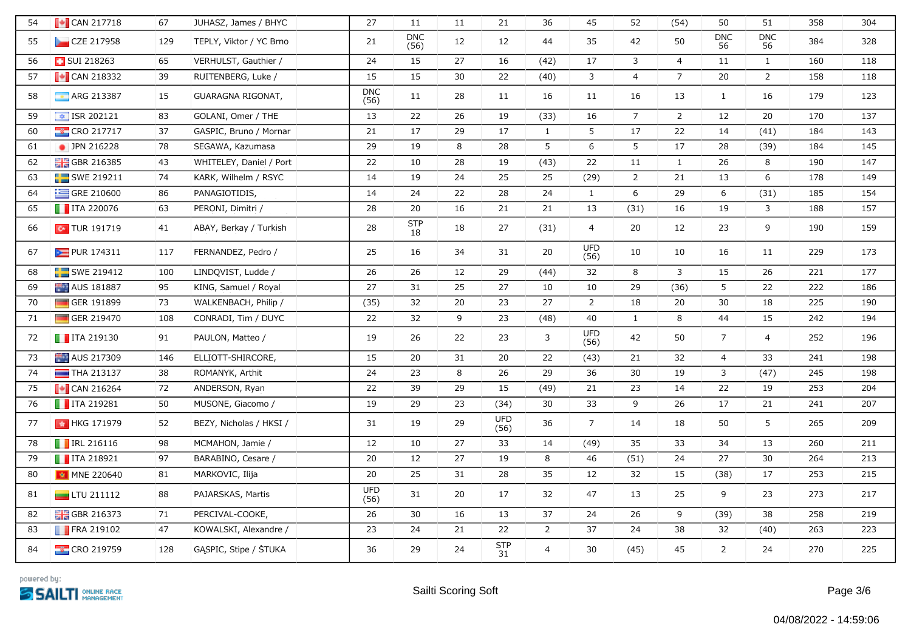| | | | | | | | | | | | | | | | | |
|---|---|---|---|---|---|---|---|---|---|---|---|---|---|---|---|---|
| 54 | CAN 217718 | 67 | JUHASZ, James / BHYC | | 27 | 11 | 11 | 21 | 36 | 45 | 52 | (54) | 50 | 51 | 358 | 304 |
| 55 | CZE 217958 | 129 | TEPLY, Viktor / YC Brno | | 21 | DNC (56) | 12 | 12 | 44 | 35 | 42 | 50 | DNC 56 | DNC 56 | 384 | 328 |
| 56 | SUI 218263 | 65 | VERHULST, Gauthier / | | 24 | 15 | 27 | 16 | (42) | 17 | 3 | 4 | 11 | 1 | 160 | 118 |
| 57 | CAN 218332 | 39 | RUITENBERG, Luke / | | 15 | 15 | 30 | 22 | (40) | 3 | 4 | 7 | 20 | 2 | 158 | 118 |
| 58 | ARG 213387 | 15 | GUARAGNA RIGONAT, | | DNC (56) | 11 | 28 | 11 | 16 | 11 | 16 | 13 | 1 | 16 | 179 | 123 |
| 59 | ISR 202121 | 83 | GOLANI, Omer / THE | | 13 | 22 | 26 | 19 | (33) | 16 | 7 | 2 | 12 | 20 | 170 | 137 |
| 60 | CRO 217717 | 37 | GASPIC, Bruno / Mornar | | 21 | 17 | 29 | 17 | 1 | 5 | 17 | 22 | 14 | (41) | 184 | 143 |
| 61 | JPN 216228 | 78 | SEGAWA, Kazumasa | | 29 | 19 | 8 | 28 | 5 | 6 | 5 | 17 | 28 | (39) | 184 | 145 |
| 62 | GBR 216385 | 43 | WHITELEY, Daniel / Port | | 22 | 10 | 28 | 19 | (43) | 22 | 11 | 1 | 26 | 8 | 190 | 147 |
| 63 | SWE 219211 | 74 | KARK, Wilhelm / RSYC | | 14 | 19 | 24 | 25 | 25 | (29) | 2 | 21 | 13 | 6 | 178 | 149 |
| 64 | GRE 210600 | 86 | PANAGIOTIDIS, | | 14 | 24 | 22 | 28 | 24 | 1 | 6 | 29 | 6 | (31) | 185 | 154 |
| 65 | ITA 220076 | 63 | PERONI, Dimitri / | | 28 | 20 | 16 | 21 | 21 | 13 | (31) | 16 | 19 | 3 | 188 | 157 |
| 66 | TUR 191719 | 41 | ABAY, Berkay / Turkish | | 28 | STP 18 | 18 | 27 | (31) | 4 | 20 | 12 | 23 | 9 | 190 | 159 |
| 67 | PUR 174311 | 117 | FERNANDEZ, Pedro / | | 25 | 16 | 34 | 31 | 20 | UFD (56) | 10 | 10 | 16 | 11 | 229 | 173 |
| 68 | SWE 219412 | 100 | LINDQVIST, Ludde / | | 26 | 26 | 12 | 29 | (44) | 32 | 8 | 3 | 15 | 26 | 221 | 177 |
| 69 | AUS 181887 | 95 | KING, Samuel / Royal | | 27 | 31 | 25 | 27 | 10 | 10 | 29 | (36) | 5 | 22 | 222 | 186 |
| 70 | GER 191899 | 73 | WALKENBACH, Philip / | | (35) | 32 | 20 | 23 | 27 | 2 | 18 | 20 | 30 | 18 | 225 | 190 |
| 71 | GER 219470 | 108 | CONRADI, Tim / DUYC | | 22 | 32 | 9 | 23 | (48) | 40 | 1 | 8 | 44 | 15 | 242 | 194 |
| 72 | ITA 219130 | 91 | PAULON, Matteo / | | 19 | 26 | 22 | 23 | 3 | UFD (56) | 42 | 50 | 7 | 4 | 252 | 196 |
| 73 | AUS 217309 | 146 | ELLIOTT-SHIRCORE, | | 15 | 20 | 31 | 20 | 22 | (43) | 21 | 32 | 4 | 33 | 241 | 198 |
| 74 | THA 213137 | 38 | ROMANYK, Arthit | | 24 | 23 | 8 | 26 | 29 | 36 | 30 | 19 | 3 | (47) | 245 | 198 |
| 75 | CAN 216264 | 72 | ANDERSON, Ryan | | 22 | 39 | 29 | 15 | (49) | 21 | 23 | 14 | 22 | 19 | 253 | 204 |
| 76 | ITA 219281 | 50 | MUSONE, Giacomo / | | 19 | 29 | 23 | (34) | 30 | 33 | 9 | 26 | 17 | 21 | 241 | 207 |
| 77 | HKG 171979 | 52 | BEZY, Nicholas / HKSI / | | 31 | 19 | 29 | UFD (56) | 36 | 7 | 14 | 18 | 50 | 5 | 265 | 209 |
| 78 | IRL 216116 | 98 | MCMAHON, Jamie / | | 12 | 10 | 27 | 33 | 14 | (49) | 35 | 33 | 34 | 13 | 260 | 211 |
| 79 | ITA 218921 | 97 | BARABINO, Cesare / | | 20 | 12 | 27 | 19 | 8 | 46 | (51) | 24 | 27 | 30 | 264 | 213 |
| 80 | MNE 220640 | 81 | MARKOVIC, Ilija | | 20 | 25 | 31 | 28 | 35 | 12 | 32 | 15 | (38) | 17 | 253 | 215 |
| 81 | LTU 211112 | 88 | PAJARSKAS, Martis | | UFD (56) | 31 | 20 | 17 | 32 | 47 | 13 | 25 | 9 | 23 | 273 | 217 |
| 82 | GBR 216373 | 71 | PERCIVAL-COOKE, | | 26 | 30 | 16 | 13 | 37 | 24 | 26 | 9 | (39) | 38 | 258 | 219 |
| 83 | FRA 219102 | 47 | KOWALSKI, Alexandre / | | 23 | 24 | 21 | 22 | 2 | 37 | 24 | 38 | 32 | (40) | 263 | 223 |
| 84 | CRO 219759 | 128 | GAŞPIC, Stipe / ŠTUKA | | 36 | 29 | 24 | STP 31 | 4 | 30 | (45) | 45 | 2 | 24 | 270 | 225 |

powered by: SAILTI ONLINE RACE MANAGEMENT

Sailti Scoring Soft

04/08/2022 - 14:59:06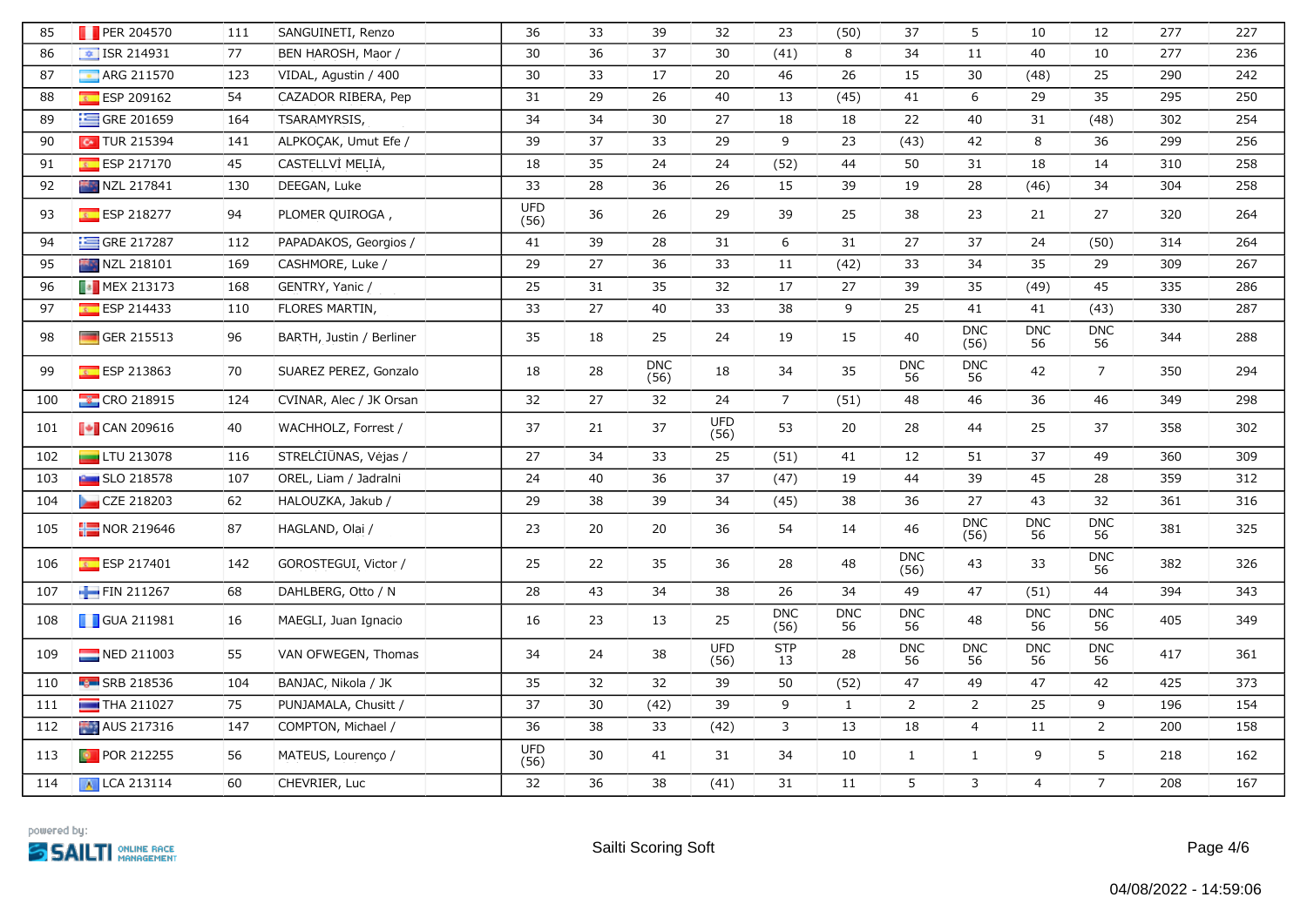| | | | | | | | | | | | | | | | | |
|---|---|---|---|---|---|---|---|---|---|---|---|---|---|---|---|---|
| 85 | PER 204570 | 111 | SANGUINETI, Renzo | | 36 | 33 | 39 | 32 | 23 | (50) | 37 | 5 | 10 | 12 | 277 | 227 |
| 86 | ISR 214931 | 77 | BEN HAROSH, Maor / | | 30 | 36 | 37 | 30 | (41) | 8 | 34 | 11 | 40 | 10 | 277 | 236 |
| 87 | ARG 211570 | 123 | VIDAL, Agustin / 400 | | 30 | 33 | 17 | 20 | 46 | 26 | 15 | 30 | (48) | 25 | 290 | 242 |
| 88 | ESP 209162 | 54 | CAZADOR RIBERA, Pep | | 31 | 29 | 26 | 40 | 13 | (45) | 41 | 6 | 29 | 35 | 295 | 250 |
| 89 | GRE 201659 | 164 | TSARAMYRSIS, | | 34 | 34 | 30 | 27 | 18 | 18 | 22 | 40 | 31 | (48) | 302 | 254 |
| 90 | TUR 215394 | 141 | ALPKOÇAK, Umut Efe / | | 39 | 37 | 33 | 29 | 9 | 23 | (43) | 42 | 8 | 36 | 299 | 256 |
| 91 | ESP 217170 | 45 | CASTELLVÍ MELIÁ, | | 18 | 35 | 24 | 24 | (52) | 44 | 50 | 31 | 18 | 14 | 310 | 258 |
| 92 | NZL 217841 | 130 | DEEGAN, Luke | | 33 | 28 | 36 | 26 | 15 | 39 | 19 | 28 | (46) | 34 | 304 | 258 |
| 93 | ESP 218277 | 94 | PLOMER QUIROGA , | | UFD (56) | 36 | 26 | 29 | 39 | 25 | 38 | 23 | 21 | 27 | 320 | 264 |
| 94 | GRE 217287 | 112 | PAPADAKOS, Georgios / | | 41 | 39 | 28 | 31 | 6 | 31 | 27 | 37 | 24 | (50) | 314 | 264 |
| 95 | NZL 218101 | 169 | CASHMORE, Luke / | | 29 | 27 | 36 | 33 | 11 | (42) | 33 | 34 | 35 | 29 | 309 | 267 |
| 96 | MEX 213173 | 168 | GENTRY, Yanic / | | 25 | 31 | 35 | 32 | 17 | 27 | 39 | 35 | (49) | 45 | 335 | 286 |
| 97 | ESP 214433 | 110 | FLORES MARTIN, | | 33 | 27 | 40 | 33 | 38 | 9 | 25 | 41 | 41 | (43) | 330 | 287 |
| 98 | GER 215513 | 96 | BARTH, Justin / Berliner | | 35 | 18 | 25 | 24 | 19 | 15 | 40 | DNC (56) | DNC 56 | DNC 56 | 344 | 288 |
| 99 | ESP 213863 | 70 | SUAREZ PEREZ, Gonzalo | | 18 | 28 | DNC (56) | 18 | 34 | 35 | DNC 56 | DNC 56 | 42 | 7 | 350 | 294 |
| 100 | CRO 218915 | 124 | CVINAR, Alec / JK Orsan | | 32 | 27 | 32 | 24 | 7 | (51) | 48 | 46 | 36 | 46 | 349 | 298 |
| 101 | CAN 209616 | 40 | WACHHOLZ, Forrest / | | 37 | 21 | 37 | UFD (56) | 53 | 20 | 28 | 44 | 25 | 37 | 358 | 302 |
| 102 | LTU 213078 | 116 | STRELČIŪNAS, Vėjas / | | 27 | 34 | 33 | 25 | (51) | 41 | 12 | 51 | 37 | 49 | 360 | 309 |
| 103 | SLO 218578 | 107 | OREL, Liam / Jadralni | | 24 | 40 | 36 | 37 | (47) | 19 | 44 | 39 | 45 | 28 | 359 | 312 |
| 104 | CZE 218203 | 62 | HALOUZKA, Jakub / | | 29 | 38 | 39 | 34 | (45) | 38 | 36 | 27 | 43 | 32 | 361 | 316 |
| 105 | NOR 219646 | 87 | HAGLAND, Olai / | | 23 | 20 | 20 | 36 | 54 | 14 | 46 | DNC (56) | DNC 56 | DNC 56 | 381 | 325 |
| 106 | ESP 217401 | 142 | GOROSTEGUI, Victor / | | 25 | 22 | 35 | 36 | 28 | 48 | DNC (56) | 43 | 33 | DNC 56 | 382 | 326 |
| 107 | FIN 211267 | 68 | DAHLBERG, Otto / N | | 28 | 43 | 34 | 38 | 26 | 34 | 49 | 47 | (51) | 44 | 394 | 343 |
| 108 | GUA 211981 | 16 | MAEGLI, Juan Ignacio | | 16 | 23 | 13 | 25 | DNC (56) | DNC 56 | DNC 56 | 48 | DNC 56 | DNC 56 | 405 | 349 |
| 109 | NED 211003 | 55 | VAN OFWEGEN, Thomas | | 34 | 24 | 38 | UFD (56) | STP 13 | 28 | DNC 56 | DNC 56 | DNC 56 | DNC 56 | 417 | 361 |
| 110 | SRB 218536 | 104 | BANJAC, Nikola / JK | | 35 | 32 | 32 | 39 | 50 | (52) | 47 | 49 | 47 | 42 | 425 | 373 |
| 111 | THA 211027 | 75 | PUNJAMALA, Chusitt / | | 37 | 30 | (42) | 39 | 9 | 1 | 2 | 2 | 25 | 9 | 196 | 154 |
| 112 | AUS 217316 | 147 | COMPTON, Michael / | | 36 | 38 | 33 | (42) | 3 | 13 | 18 | 4 | 11 | 2 | 200 | 158 |
| 113 | POR 212255 | 56 | MATEUS, Lourenço / | | UFD (56) | 30 | 41 | 31 | 34 | 10 | 1 | 1 | 9 | 5 | 218 | 162 |
| 114 | LCA 213114 | 60 | CHEVRIER, Luc | | 32 | 36 | 38 | (41) | 31 | 11 | 5 | 3 | 4 | 7 | 208 | 167 |

powered by: SAILTI ONLINE RACE MANAGEMENT

Sailti Scoring Soft

04/08/2022 - 14:59:06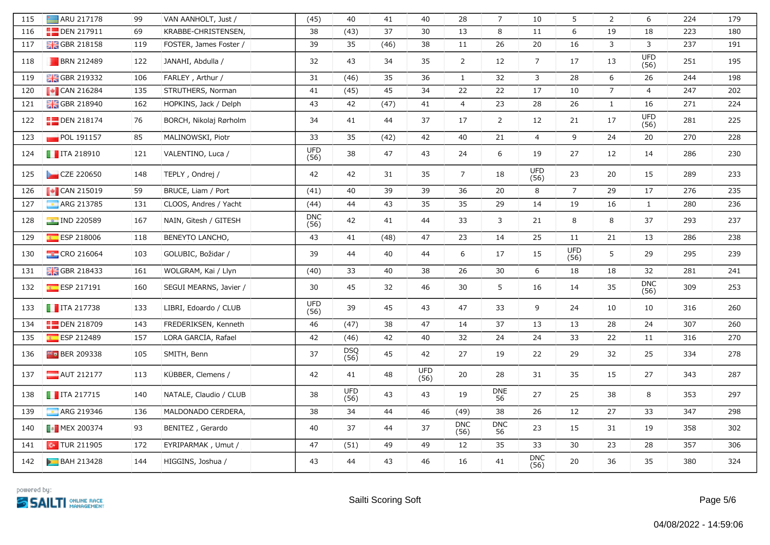| | | | | | | | | | | | | | | | | |
|---|---|---|---|---|---|---|---|---|---|---|---|---|---|---|---|---|
| 115 | ARU 217178 | 99 | VAN AANHOLT, Just / | | (45) | 40 | 41 | 40 | 28 | 7 | 10 | 5 | 2 | 6 | 224 | 179 |
| 116 | DEN 217911 | 69 | KRABBE-CHRISTENSEN, | | 38 | (43) | 37 | 30 | 13 | 8 | 11 | 6 | 19 | 18 | 223 | 180 |
| 117 | GBR 218158 | 119 | FOSTER, James Foster / | | 39 | 35 | (46) | 38 | 11 | 26 | 20 | 16 | 3 | 3 | 237 | 191 |
| 118 | BRN 212489 | 122 | JANAHI, Abdulla / | | 32 | 43 | 34 | 35 | 2 | 12 | 7 | 17 | 13 | UFD (56) | 251 | 195 |
| 119 | GBR 219332 | 106 | FARLEY , Arthur / | | 31 | (46) | 35 | 36 | 1 | 32 | 3 | 28 | 6 | 26 | 244 | 198 |
| 120 | CAN 216284 | 135 | STRUTHERS, Norman | | 41 | (45) | 45 | 34 | 22 | 22 | 17 | 10 | 7 | 4 | 247 | 202 |
| 121 | GBR 218940 | 162 | HOPKINS, Jack / Delph | | 43 | 42 | (47) | 41 | 4 | 23 | 28 | 26 | 1 | 16 | 271 | 224 |
| 122 | DEN 218174 | 76 | BORCH, Nikolaj Rørholm | | 34 | 41 | 44 | 37 | 17 | 2 | 12 | 21 | 17 | UFD (56) | 281 | 225 |
| 123 | POL 191157 | 85 | MALINOWSKI, Piotr | | 33 | 35 | (42) | 42 | 40 | 21 | 4 | 9 | 24 | 20 | 270 | 228 |
| 124 | ITA 218910 | 121 | VALENTINO, Luca / | | UFD (56) | 38 | 47 | 43 | 24 | 6 | 19 | 27 | 12 | 14 | 286 | 230 |
| 125 | CZE 220650 | 148 | TEPLY , Ondrej / | | 42 | 42 | 31 | 35 | 7 | 18 | UFD (56) | 23 | 20 | 15 | 289 | 233 |
| 126 | CAN 215019 | 59 | BRUCE, Liam / Port | | (41) | 40 | 39 | 39 | 36 | 20 | 8 | 7 | 29 | 17 | 276 | 235 |
| 127 | ARG 213785 | 131 | CLOOS, Andres / Yacht | | (44) | 44 | 43 | 35 | 35 | 29 | 14 | 19 | 16 | 1 | 280 | 236 |
| 128 | IND 220589 | 167 | NAIN, Gitesh / GITESH | | DNC (56) | 42 | 41 | 44 | 33 | 3 | 21 | 8 | 8 | 37 | 293 | 237 |
| 129 | ESP 218006 | 118 | BENEYTO LANCHO, | | 43 | 41 | (48) | 47 | 23 | 14 | 25 | 11 | 21 | 13 | 286 | 238 |
| 130 | CRO 216064 | 103 | GOLUBIC, Božidar / | | 39 | 44 | 40 | 44 | 6 | 17 | 15 | UFD (56) | 5 | 29 | 295 | 239 |
| 131 | GBR 218433 | 161 | WOLGRAM, Kai / Llyn | | (40) | 33 | 40 | 38 | 26 | 30 | 6 | 18 | 18 | 32 | 281 | 241 |
| 132 | ESP 217191 | 160 | SEGUI MEARNS, Javier / | | 30 | 45 | 32 | 46 | 30 | 5 | 16 | 14 | 35 | DNC (56) | 309 | 253 |
| 133 | ITA 217738 | 133 | LIBRI, Edoardo / CLUB | | UFD (56) | 39 | 45 | 43 | 47 | 33 | 9 | 24 | 10 | 10 | 316 | 260 |
| 134 | DEN 218709 | 143 | FREDERIKSEN, Kenneth | | 46 | (47) | 38 | 47 | 14 | 37 | 13 | 13 | 28 | 24 | 307 | 260 |
| 135 | ESP 212489 | 157 | LORA GARCÍA, Rafael | | 42 | (46) | 42 | 40 | 32 | 24 | 24 | 33 | 22 | 11 | 316 | 270 |
| 136 | BER 209338 | 105 | SMITH, Benn | | 37 | DSQ (56) | 45 | 42 | 27 | 19 | 22 | 29 | 32 | 25 | 334 | 278 |
| 137 | AUT 212177 | 113 | KÜBBER, Clemens / | | 42 | 41 | 48 | UFD (56) | 20 | 28 | 31 | 35 | 15 | 27 | 343 | 287 |
| 138 | ITA 217715 | 140 | NATALE, Claudio / CLUB | | 38 | UFD (56) | 43 | 43 | 19 | DNE 56 | 27 | 25 | 38 | 8 | 353 | 297 |
| 139 | ARG 219346 | 136 | MALDONADO CERDERA, | | 38 | 34 | 44 | 46 | (49) | 38 | 26 | 12 | 27 | 33 | 347 | 298 |
| 140 | MEX 200374 | 93 | BENITEZ , Gerardo | | 40 | 37 | 44 | 37 | DNC (56) | DNC 56 | 23 | 15 | 31 | 19 | 358 | 302 |
| 141 | TUR 211905 | 172 | EYRIPARMAK , Umut / | | 47 | (51) | 49 | 49 | 12 | 35 | 33 | 30 | 23 | 28 | 357 | 306 |
| 142 | BAH 213428 | 144 | HIGGINS, Joshua / | | 43 | 44 | 43 | 46 | 16 | 41 | DNC (56) | 20 | 36 | 35 | 380 | 324 |

powered by: SAILTI ONLINE RACE MANAGEMENT

Sailti Scoring Soft

04/08/2022 - 14:59:06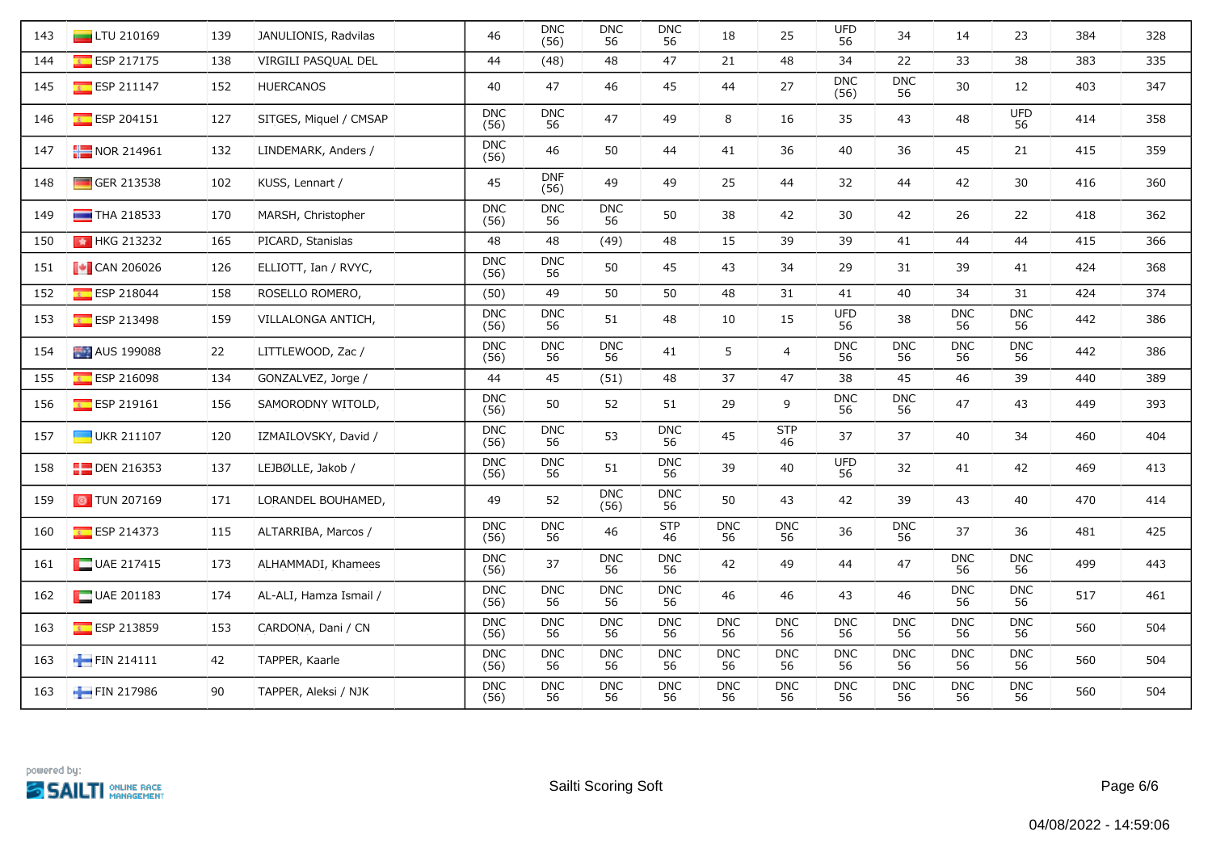| | | | | | | | | | | | | | | | | |
|---|---|---|---|---|---|---|---|---|---|---|---|---|---|---|---|---|
| 143 | LTU 210169 | 139 | JANULIONIS, Radvilas | | 46 | DNC (56) | DNC 56 | DNC 56 | 18 | 25 | UFD 56 | 34 | 14 | 23 | 384 | 328 |
| 144 | ESP 217175 | 138 | VIRGILI PASQUAL DEL | | 44 | (48) | 48 | 47 | 21 | 48 | 34 | 22 | 33 | 38 | 383 | 335 |
| 145 | ESP 211147 | 152 | HUERCANOS | | 40 | 47 | 46 | 45 | 44 | 27 | DNC (56) | DNC 56 | 30 | 12 | 403 | 347 |
| 146 | ESP 204151 | 127 | SITGES, Miquel / CMSAP | | DNC (56) | DNC 56 | 47 | 49 | 8 | 16 | 35 | 43 | 48 | UFD 56 | 414 | 358 |
| 147 | NOR 214961 | 132 | LINDEMARK, Anders / | | DNC (56) | 46 | 50 | 44 | 41 | 36 | 40 | 36 | 45 | 21 | 415 | 359 |
| 148 | GER 213538 | 102 | KUSS, Lennart / | | 45 | DNF (56) | 49 | 49 | 25 | 44 | 32 | 44 | 42 | 30 | 416 | 360 |
| 149 | THA 218533 | 170 | MARSH, Christopher | | DNC (56) | DNC 56 | DNC 56 | 50 | 38 | 42 | 30 | 42 | 26 | 22 | 418 | 362 |
| 150 | HKG 213232 | 165 | PICARD, Stanislas | | 48 | 48 | (49) | 48 | 15 | 39 | 39 | 41 | 44 | 44 | 415 | 366 |
| 151 | CAN 206026 | 126 | ELLIOTT, Ian / RVYC, | | DNC (56) | DNC 56 | 50 | 45 | 43 | 34 | 29 | 31 | 39 | 41 | 424 | 368 |
| 152 | ESP 218044 | 158 | ROSELLO ROMERO, | | (50) | 49 | 50 | 50 | 48 | 31 | 41 | 40 | 34 | 31 | 424 | 374 |
| 153 | ESP 213498 | 159 | VILLALONGA ANTICH, | | DNC (56) | DNC 56 | 51 | 48 | 10 | 15 | UFD 56 | 38 | DNC 56 | DNC 56 | 442 | 386 |
| 154 | AUS 199088 | 22 | LITTLEWOOD, Zac / | | DNC (56) | DNC 56 | DNC 56 | 41 | 5 | 4 | DNC 56 | DNC 56 | DNC 56 | DNC 56 | 442 | 386 |
| 155 | ESP 216098 | 134 | GONZALVEZ, Jorge / | | 44 | 45 | (51) | 48 | 37 | 47 | 38 | 45 | 46 | 39 | 440 | 389 |
| 156 | ESP 219161 | 156 | SAMORODNY WITOLD, | | DNC (56) | 50 | 52 | 51 | 29 | 9 | DNC 56 | DNC 56 | 47 | 43 | 449 | 393 |
| 157 | UKR 211107 | 120 | IZMAILOVSKY, David / | | DNC (56) | DNC 56 | 53 | DNC 56 | 45 | STP 46 | 37 | 37 | 40 | 34 | 460 | 404 |
| 158 | DEN 216353 | 137 | LEJBØLLE, Jakob / | | DNC (56) | DNC 56 | 51 | DNC 56 | 39 | 40 | UFD 56 | 32 | 41 | 42 | 469 | 413 |
| 159 | TUN 207169 | 171 | LORANDEL BOUHAMED, | | 49 | 52 | DNC (56) | DNC 56 | 50 | 43 | 42 | 39 | 43 | 40 | 470 | 414 |
| 160 | ESP 214373 | 115 | ALTARRIBA, Marcos / | | DNC (56) | DNC 56 | 46 | STP 46 | DNC 56 | DNC 56 | 36 | DNC 56 | 37 | 36 | 481 | 425 |
| 161 | UAE 217415 | 173 | ALHAMMADI, Khamees | | DNC (56) | 37 | DNC 56 | DNC 56 | 42 | 49 | 44 | 47 | DNC 56 | DNC 56 | 499 | 443 |
| 162 | UAE 201183 | 174 | AL-ALI, Hamza Ismail / | | DNC (56) | DNC 56 | DNC 56 | DNC 56 | 46 | 46 | 43 | 46 | DNC 56 | DNC 56 | 517 | 461 |
| 163 | ESP 213859 | 153 | CARDONA, Dani / CN | | DNC (56) | DNC 56 | DNC 56 | DNC 56 | DNC 56 | DNC 56 | DNC 56 | DNC 56 | DNC 56 | DNC 56 | 560 | 504 |
| 163 | FIN 214111 | 42 | TAPPER, Kaarle | | DNC (56) | DNC 56 | DNC 56 | DNC 56 | DNC 56 | DNC 56 | DNC 56 | DNC 56 | DNC 56 | DNC 56 | 560 | 504 |
| 163 | FIN 217986 | 90 | TAPPER, Aleksi / NJK | | DNC (56) | DNC 56 | DNC 56 | DNC 56 | DNC 56 | DNC 56 | DNC 56 | DNC 56 | DNC 56 | DNC 56 | 560 | 504 |

powered by: SAILTI ONLINE RACE MANAGEMENT

Sailti Scoring Soft

04/08/2022 - 14:59:06